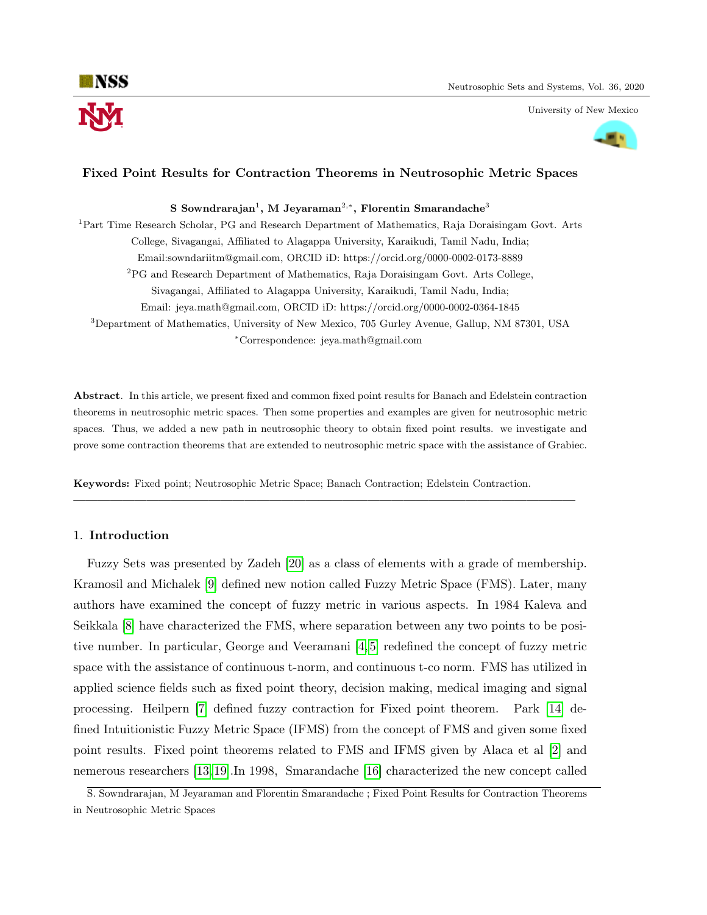# Fixed Point Results for Contraction Theorems in Neutrosophic Metric Spaces

**S Sowndrarajan[1], M Jeyaraman[2,*], Florentin Smarandache[3]**

[1]Part Time Research Scholar, PG and Research Department of Mathematics, Raja Doraisingam Govt. Arts College, Sivagangai, Affiliated to Alagappa University, Karaikudi, Tamil Nadu, India; Email:sowndariitm@gmail.com, ORCID iD: https://orcid.org/0000-0002-0173-8889

[2]PG and Research Department of Mathematics, Raja Doraisingam Govt. Arts College, Sivagangai, Affiliated to Alagappa University, Karaikudi, Tamil Nadu, India; Email: jeya.math@gmail.com, ORCID iD: https://orcid.org/0000-0002-0364-1845

[3]Department of Mathematics, University of New Mexico, 705 Gurley Avenue, Gallup, NM 87301, USA

*Correspondence: jeya.math@gmail.com

**Abstract**. In this article, we present fixed and common fixed point results for Banach and Edelstein contraction theorems in neutrosophic metric spaces. Then some properties and examples are given for neutrosophic metric spaces. Thus, we added a new path in neutrosophic theory to obtain fixed point results. we investigate and prove some contraction theorems that are extended to neutrosophic metric space with the assistance of Grabiec.

**Keywords:** Fixed point; Neutrosophic Metric Space; Banach Contraction; Edelstein Contraction.

---

## 1. **Introduction**

Fuzzy Sets was presented by Zadeh [20] as a class of elements with a grade of membership. Kramosil and Michalek [9] defined new notion called Fuzzy Metric Space (FMS). Later, many authors have examined the concept of fuzzy metric in various aspects. In 1984 Kaleva and Seikkala [8] have characterized the FMS, where separation between any two points to be positive number. In particular, George and Veeramani [4,5] redefined the concept of fuzzy metric space with the assistance of continuous t-norm, and continuous t-co norm. FMS has utilized in applied science fields such as fixed point theory, decision making, medical imaging and signal processing. Heilpern [7] defined fuzzy contraction for Fixed point theorem. Park [14] defined Intuitionistic Fuzzy Metric Space (IFMS) from the concept of FMS and given some fixed point results. Fixed point theorems related to FMS and IFMS given by Alaca et al [2] and nemerous researchers [13,19].In 1998, Smarandache [16] characterized the new concept called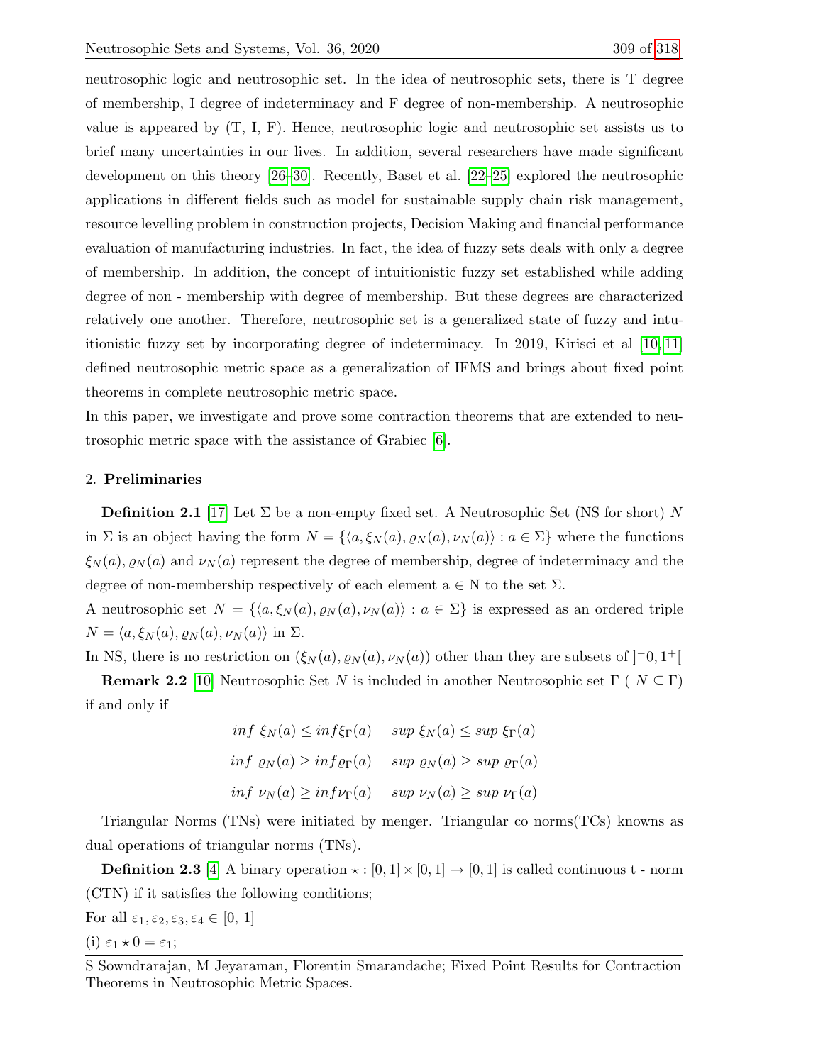neutrosophic logic and neutrosophic set. In the idea of neutrosophic sets, there is T degree of membership, I degree of indeterminacy and F degree of non-membership. A neutrosophic value is appeared by (T, I, F). Hence, neutrosophic logic and neutrosophic set assists us to brief many uncertainties in our lives. In addition, several researchers have made significant development on this theory [26–30]. Recently, Baset et al. [22–25] explored the neutrosophic applications in different fields such as model for sustainable supply chain risk management, resource levelling problem in construction projects, Decision Making and financial performance evaluation of manufacturing industries. In fact, the idea of fuzzy sets deals with only a degree of membership. In addition, the concept of intuitionistic fuzzy set established while adding degree of non - membership with degree of membership. But these degrees are characterized relatively one another. Therefore, neutrosophic set is a generalized state of fuzzy and intuitionistic fuzzy set by incorporating degree of indeterminacy. In 2019, Kirisci et al [10, 11] defined neutrosophic metric space as a generalization of IFMS and brings about fixed point theorems in complete neutrosophic metric space.

In this paper, we investigate and prove some contraction theorems that are extended to neutrosophic metric space with the assistance of Grabiec [6].

## 2. Preliminaries

**Definition 2.1** [17] Let $\Sigma$ be a non-empty fixed set. A Neutrosophic Set (NS for short) $N$ in $\Sigma$ is an object having the form $N = \{\langle a, \xi_N(a), \varrho_N(a), \nu_N(a)\rangle : a \in \Sigma\}$ where the functions $\xi_N(a), \varrho_N(a)$ and $\nu_N(a)$ represent the degree of membership, degree of indeterminacy and the degree of non-membership respectively of each element a $\in$ N to the set $\Sigma$.

A neutrosophic set $N = \{\langle a, \xi_N(a), \varrho_N(a), \nu_N(a)\rangle : a \in \Sigma\}$ is expressed as an ordered triple $N = \langle a, \xi_N(a), \varrho_N(a), \nu_N(a)\rangle$ in $\Sigma$.

In NS, there is no restriction on $(\xi_N(a), \varrho_N(a), \nu_N(a))$ other than they are subsets of $]^{-}0, 1^{+}[$

**Remark 2.2** [10] Neutrosophic Set $N$ is included in another Neutrosophic set $\Gamma$ ( $N \subseteq \Gamma$) if and only if

$$
\begin{aligned}
&inf\ \xi_N(a) \leq inf \xi_\Gamma(a) \quad\quad sup\ \xi_N(a) \leq sup\ \xi_\Gamma(a) \\
&inf\ \varrho_N(a) \geq inf \varrho_\Gamma(a) \quad\quad sup\ \varrho_N(a) \geq sup\ \varrho_\Gamma(a) \\
&inf\ \nu_N(a) \geq inf \nu_\Gamma(a) \quad\quad sup\ \nu_N(a) \geq sup\ \nu_\Gamma(a)
\end{aligned}
$$

Triangular Norms (TNs) were initiated by menger. Triangular co norms(TCs) knowns as dual operations of triangular norms (TNs).

**Definition 2.3** [4] A binary operation $\star : [0, 1] \times [0, 1] \to [0, 1]$ is called continuous t - norm (CTN) if it satisfies the following conditions;

For all $\varepsilon_1, \varepsilon_2, \varepsilon_3, \varepsilon_4 \in [0,\ 1]$

(i) $\varepsilon_1 \star 0 = \varepsilon_1$;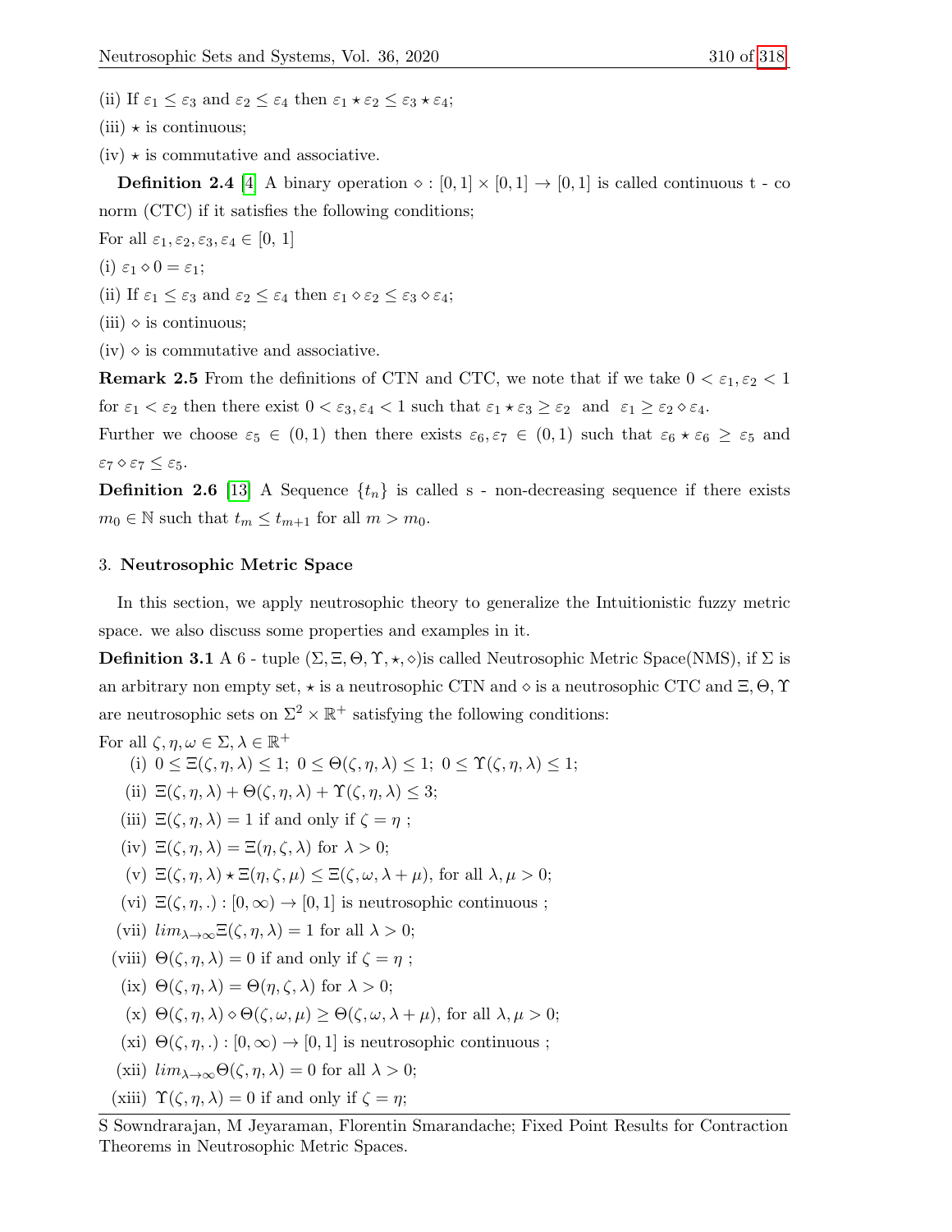(ii) If $\varepsilon_1 \leq \varepsilon_3$ and $\varepsilon_2 \leq \varepsilon_4$ then $\varepsilon_1 \star \varepsilon_2 \leq \varepsilon_3 \star \varepsilon_4$;

(iii) $\star$ is continuous;

(iv) $\star$ is commutative and associative.

**Definition 2.4** [4] A binary operation $\diamond : [0,1] \times [0,1] \to [0,1]$ is called continuous t - co norm (CTC) if it satisfies the following conditions;

For all $\varepsilon_1, \varepsilon_2, \varepsilon_3, \varepsilon_4 \in [0,\ 1]$

(i) $\varepsilon_1 \diamond 0 = \varepsilon_1$;

(ii) If $\varepsilon_1 \leq \varepsilon_3$ and $\varepsilon_2 \leq \varepsilon_4$ then $\varepsilon_1 \diamond \varepsilon_2 \leq \varepsilon_3 \diamond \varepsilon_4$;

(iii) $\diamond$ is continuous;

(iv) $\diamond$ is commutative and associative.

**Remark 2.5** From the definitions of CTN and CTC, we note that if we take $0 < \varepsilon_1, \varepsilon_2 < 1$ for $\varepsilon_1 < \varepsilon_2$ then there exist $0 < \varepsilon_3, \varepsilon_4 < 1$ such that $\varepsilon_1 \star \varepsilon_3 \geq \varepsilon_2$ and $\varepsilon_1 \geq \varepsilon_2 \diamond \varepsilon_4$.

Further we choose $\varepsilon_5 \in (0,1)$ then there exists $\varepsilon_6, \varepsilon_7 \in (0,1)$ such that $\varepsilon_6 \star \varepsilon_6 \geq \varepsilon_5$ and $\varepsilon_7 \diamond \varepsilon_7 \leq \varepsilon_5$.

**Definition 2.6** [13] A Sequence $\{t_n\}$ is called s - non-decreasing sequence if there exists $m_0 \in \mathbb{N}$ such that $t_m \leq t_{m+1}$ for all $m > m_0$.

## 3. Neutrosophic Metric Space

In this section, we apply neutrosophic theory to generalize the Intuitionistic fuzzy metric space. we also discuss some properties and examples in it.

**Definition 3.1** A 6 - tuple $(\Sigma, \Xi, \Theta, \Upsilon, \star, \diamond)$is called Neutrosophic Metric Space(NMS), if $\Sigma$ is an arbitrary non empty set, $\star$ is a neutrosophic CTN and $\diamond$ is a neutrosophic CTC and $\Xi, \Theta, \Upsilon$ are neutrosophic sets on $\Sigma^2 \times \mathbb{R}^+$ satisfying the following conditions:

For all $\zeta, \eta, \omega \in \Sigma, \lambda \in \mathbb{R}^+$

(i) $0 \leq \Xi(\zeta, \eta, \lambda) \leq 1;\ 0 \leq \Theta(\zeta, \eta, \lambda) \leq 1;\ 0 \leq \Upsilon(\zeta, \eta, \lambda) \leq 1$;

(ii) $\Xi(\zeta, \eta, \lambda) + \Theta(\zeta, \eta, \lambda) + \Upsilon(\zeta, \eta, \lambda) \leq 3$;

(iii) $\Xi(\zeta, \eta, \lambda) = 1$ if and only if $\zeta = \eta$ ;

(iv) $\Xi(\zeta, \eta, \lambda) = \Xi(\eta, \zeta, \lambda)$ for $\lambda > 0$;

(v) $\Xi(\zeta, \eta, \lambda) \star \Xi(\eta, \zeta, \mu) \leq \Xi(\zeta, \omega, \lambda + \mu)$, for all $\lambda, \mu > 0$;

(vi) $\Xi(\zeta, \eta, .) : [0, \infty) \to [0,1]$ is neutrosophic continuous ;

(vii) $lim_{\lambda \to \infty} \Xi(\zeta, \eta, \lambda) = 1$ for all $\lambda > 0$;

(viii) $\Theta(\zeta, \eta, \lambda) = 0$ if and only if $\zeta = \eta$ ;

(ix) $\Theta(\zeta, \eta, \lambda) = \Theta(\eta, \zeta, \lambda)$ for $\lambda > 0$;

(x) $\Theta(\zeta, \eta, \lambda) \diamond \Theta(\zeta, \omega, \mu) \geq \Theta(\zeta, \omega, \lambda + \mu)$, for all $\lambda, \mu > 0$;

(xi) $\Theta(\zeta, \eta, .) : [0, \infty) \to [0,1]$ is neutrosophic continuous ;

(xii) $lim_{\lambda \to \infty} \Theta(\zeta, \eta, \lambda) = 0$ for all $\lambda > 0$;

(xiii) $\Upsilon(\zeta, \eta, \lambda) = 0$ if and only if $\zeta = \eta$;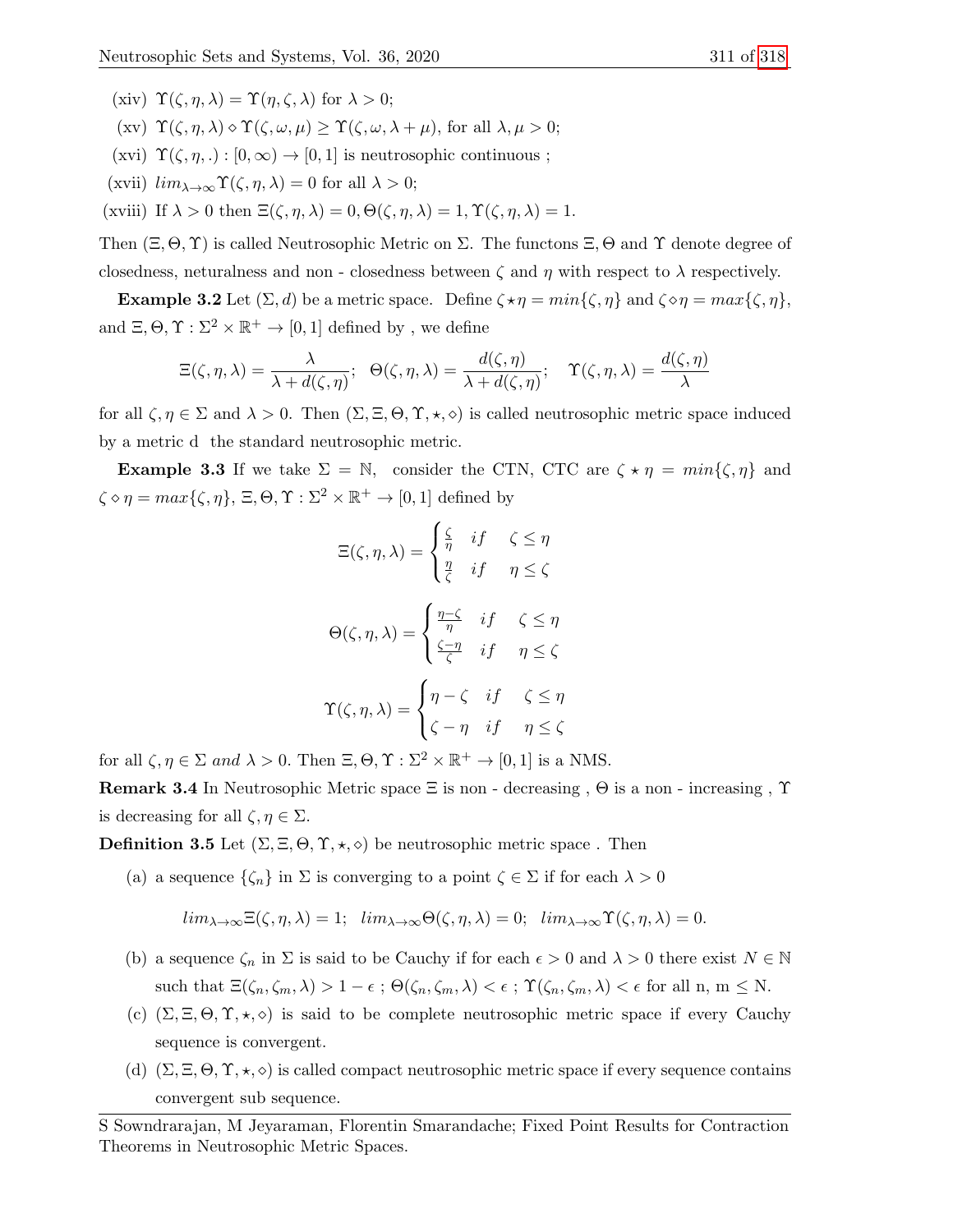(xiv) $\Upsilon(\zeta, \eta, \lambda) = \Upsilon(\eta, \zeta, \lambda)$ for $\lambda > 0$;

(xv) $\Upsilon(\zeta, \eta, \lambda) \diamond \Upsilon(\zeta, \omega, \mu) \geq \Upsilon(\zeta, \omega, \lambda + \mu)$, for all $\lambda, \mu > 0$;

(xvi) $\Upsilon(\zeta, \eta, .) : [0, \infty) \rightarrow [0, 1]$ is neutrosophic continuous ;

(xvii) $lim_{\lambda \rightarrow \infty} \Upsilon(\zeta, \eta, \lambda) = 0$ for all $\lambda > 0$;

(xviii) If $\lambda > 0$ then $\Xi(\zeta, \eta, \lambda) = 0, \Theta(\zeta, \eta, \lambda) = 1, \Upsilon(\zeta, \eta, \lambda) = 1$.

Then $(\Xi, \Theta, \Upsilon)$ is called Neutrosophic Metric on $\Sigma$. The functons $\Xi, \Theta$ and $\Upsilon$ denote degree of closedness, neturalness and non - closedness between $\zeta$ and $\eta$ with respect to $\lambda$ respectively.

**Example 3.2** Let $(\Sigma, d)$ be a metric space. Define $\zeta \star \eta = min\{\zeta, \eta\}$ and $\zeta \diamond \eta = max\{\zeta, \eta\}$, and $\Xi, \Theta, \Upsilon : \Sigma^2 \times \mathbb{R}^+ \rightarrow [0, 1]$ defined by , we define

$$\Xi(\zeta, \eta, \lambda) = \frac{\lambda}{\lambda + d(\zeta, \eta)}; \quad \Theta(\zeta, \eta, \lambda) = \frac{d(\zeta, \eta)}{\lambda + d(\zeta, \eta)}; \quad \Upsilon(\zeta, \eta, \lambda) = \frac{d(\zeta, \eta)}{\lambda}$$

for all $\zeta, \eta \in \Sigma$ and $\lambda > 0$. Then $(\Sigma, \Xi, \Theta, \Upsilon, \star, \diamond)$ is called neutrosophic metric space induced by a metric d the standard neutrosophic metric.

**Example 3.3** If we take $\Sigma = \mathbb{N}$, consider the CTN, CTC are $\zeta \star \eta = min\{\zeta, \eta\}$ and $\zeta \diamond \eta = max\{\zeta, \eta\}$, $\Xi, \Theta, \Upsilon : \Sigma^2 \times \mathbb{R}^+ \rightarrow [0, 1]$ defined by

$$\Xi(\zeta, \eta, \lambda) = \begin{cases} \frac{\zeta}{\eta} & if \quad \zeta \leq \eta \\ \frac{\eta}{\zeta} & if \quad \eta \leq \zeta \end{cases}$$

$$\Theta(\zeta, \eta, \lambda) = \begin{cases} \frac{\eta - \zeta}{\eta} & if \quad \zeta \leq \eta \\ \frac{\zeta - \eta}{\zeta} & if \quad \eta \leq \zeta \end{cases}$$

$$\Upsilon(\zeta, \eta, \lambda) = \begin{cases} \eta - \zeta & if \quad \zeta \leq \eta \\ \zeta - \eta & if \quad \eta \leq \zeta \end{cases}$$

for all $\zeta, \eta \in \Sigma$ *and* $\lambda > 0$. Then $\Xi, \Theta, \Upsilon : \Sigma^2 \times \mathbb{R}^+ \rightarrow [0, 1]$ is a NMS.

**Remark 3.4** In Neutrosophic Metric space $\Xi$ is non - decreasing , $\Theta$ is a non - increasing , $\Upsilon$ is decreasing for all $\zeta, \eta \in \Sigma$.

**Definition 3.5** Let $(\Sigma, \Xi, \Theta, \Upsilon, \star, \diamond)$ be neutrosophic metric space . Then

(a) a sequence $\{\zeta_n\}$ in $\Sigma$ is converging to a point $\zeta \in \Sigma$ if for each $\lambda > 0$

$$lim_{\lambda \rightarrow \infty} \Xi(\zeta, \eta, \lambda) = 1; \quad lim_{\lambda \rightarrow \infty} \Theta(\zeta, \eta, \lambda) = 0; \quad lim_{\lambda \rightarrow \infty} \Upsilon(\zeta, \eta, \lambda) = 0.$$

(b) a sequence $\zeta_n$ in $\Sigma$ is said to be Cauchy if for each $\epsilon > 0$ and $\lambda > 0$ there exist $N \in \mathbb{N}$ such that $\Xi(\zeta_n, \zeta_m, \lambda) > 1 - \epsilon$ ; $\Theta(\zeta_n, \zeta_m, \lambda) < \epsilon$ ; $\Upsilon(\zeta_n, \zeta_m, \lambda) < \epsilon$ for all n, m $\leq$ N.

(c) $(\Sigma, \Xi, \Theta, \Upsilon, \star, \diamond)$ is said to be complete neutrosophic metric space if every Cauchy sequence is convergent.

(d) $(\Sigma, \Xi, \Theta, \Upsilon, \star, \diamond)$ is called compact neutrosophic metric space if every sequence contains convergent sub sequence.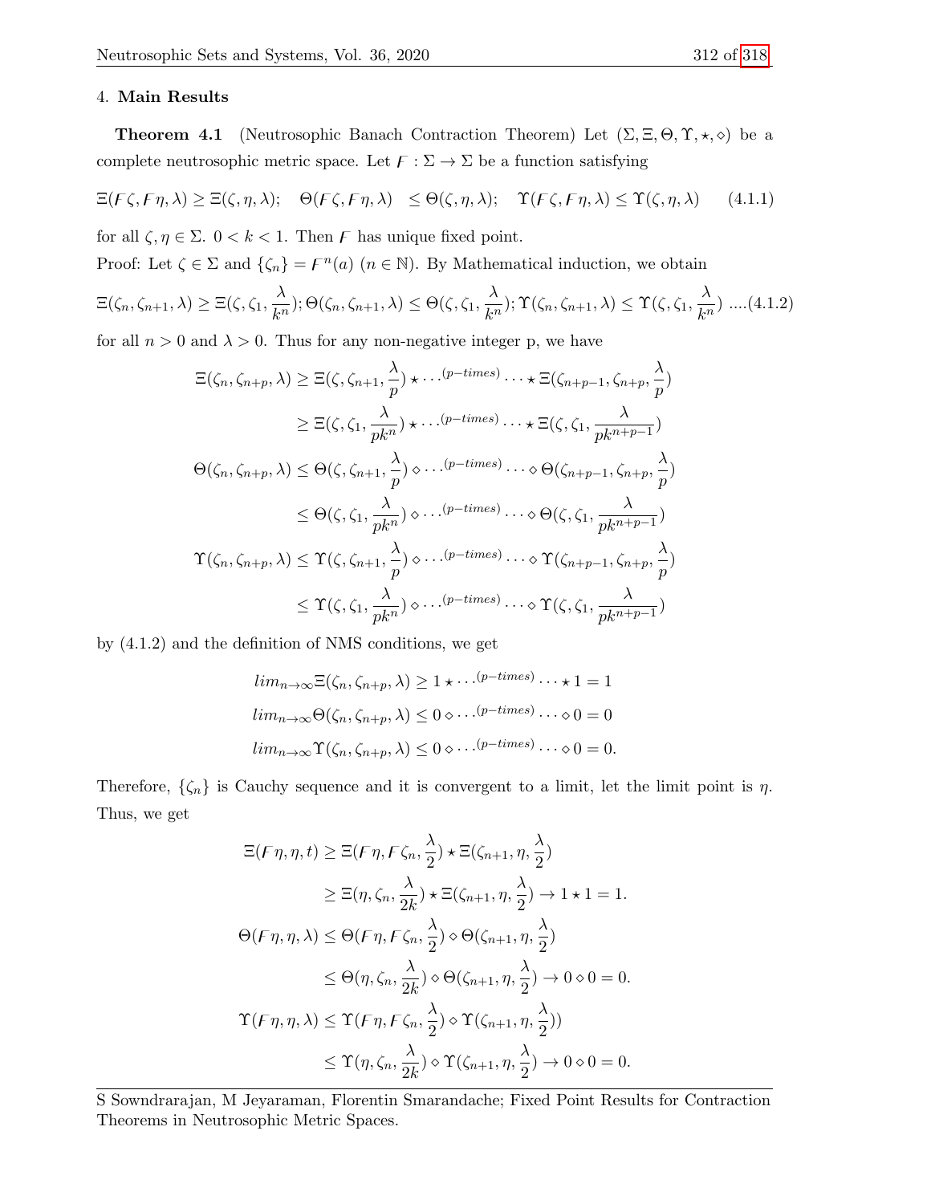## 4. **Main Results**

**Theorem 4.1** (Neutrosophic Banach Contraction Theorem) Let $(\Sigma, \Xi, \Theta, \Upsilon, \star, \diamond)$ be a complete neutrosophic metric space. Let $\digamma : \Sigma \to \Sigma$ be a function satisfying

$$\Xi(\digamma\zeta, \digamma\eta, \lambda) \geq \Xi(\zeta, \eta, \lambda); \quad \Theta(\digamma\zeta, \digamma\eta, \lambda) \leq \Theta(\zeta, \eta, \lambda); \quad \Upsilon(\digamma\zeta, \digamma\eta, \lambda) \leq \Upsilon(\zeta, \eta, \lambda) \qquad (4.1.1)$$

for all $\zeta, \eta \in \Sigma$. $0 < k < 1$. Then $\digamma$ has unique fixed point.

Proof: Let $\zeta \in \Sigma$ and $\{\zeta_n\} = \digamma^n(a)$ $(n \in \mathbb{N})$. By Mathematical induction, we obtain

$$\Xi(\zeta_n, \zeta_{n+1}, \lambda) \geq \Xi(\zeta, \zeta_1, \frac{\lambda}{k^n}); \Theta(\zeta_n, \zeta_{n+1}, \lambda) \leq \Theta(\zeta, \zeta_1, \frac{\lambda}{k^n}); \Upsilon(\zeta_n, \zeta_{n+1}, \lambda) \leq \Upsilon(\zeta, \zeta_1, \frac{\lambda}{k^n}) \text{ ....(4.1.2)}$$

for all $n > 0$ and $\lambda > 0$. Thus for any non-negative integer p, we have

$$\begin{aligned}
\Xi(\zeta_n, \zeta_{n+p}, \lambda) &\geq \Xi(\zeta, \zeta_{n+1}, \frac{\lambda}{p}) \star \cdots^{(p-times)} \cdots \star \Xi(\zeta_{n+p-1}, \zeta_{n+p}, \frac{\lambda}{p}) \\
&\geq \Xi(\zeta, \zeta_1, \frac{\lambda}{pk^n}) \star \cdots^{(p-times)} \cdots \star \Xi(\zeta, \zeta_1, \frac{\lambda}{pk^{n+p-1}}) \\
\Theta(\zeta_n, \zeta_{n+p}, \lambda) &\leq \Theta(\zeta, \zeta_{n+1}, \frac{\lambda}{p}) \diamond \cdots^{(p-times)} \cdots \diamond \Theta(\zeta_{n+p-1}, \zeta_{n+p}, \frac{\lambda}{p}) \\
&\leq \Theta(\zeta, \zeta_1, \frac{\lambda}{pk^n}) \diamond \cdots^{(p-times)} \cdots \diamond \Theta(\zeta, \zeta_1, \frac{\lambda}{pk^{n+p-1}}) \\
\Upsilon(\zeta_n, \zeta_{n+p}, \lambda) &\leq \Upsilon(\zeta, \zeta_{n+1}, \frac{\lambda}{p}) \diamond \cdots^{(p-times)} \cdots \diamond \Upsilon(\zeta_{n+p-1}, \zeta_{n+p}, \frac{\lambda}{p}) \\
&\leq \Upsilon(\zeta, \zeta_1, \frac{\lambda}{pk^n}) \diamond \cdots^{(p-times)} \cdots \diamond \Upsilon(\zeta, \zeta_1, \frac{\lambda}{pk^{n+p-1}})
\end{aligned}$$

by (4.1.2) and the definition of NMS conditions, we get

$$\begin{aligned}
lim_{n\to\infty}\Xi(\zeta_n, \zeta_{n+p}, \lambda) &\geq 1 \star \cdots^{(p-times)} \cdots \star 1 = 1 \\
lim_{n\to\infty}\Theta(\zeta_n, \zeta_{n+p}, \lambda) &\leq 0 \diamond \cdots^{(p-times)} \cdots \diamond 0 = 0 \\
lim_{n\to\infty}\Upsilon(\zeta_n, \zeta_{n+p}, \lambda) &\leq 0 \diamond \cdots^{(p-times)} \cdots \diamond 0 = 0.
\end{aligned}$$

Therefore, $\{\zeta_n\}$ is Cauchy sequence and it is convergent to a limit, let the limit point is $\eta$. Thus, we get

$$\begin{aligned}
\Xi(\digamma\eta, \eta, t) &\geq \Xi(\digamma\eta, \digamma\zeta_n, \frac{\lambda}{2}) \star \Xi(\zeta_{n+1}, \eta, \frac{\lambda}{2}) \\
&\geq \Xi(\eta, \zeta_n, \frac{\lambda}{2k}) \star \Xi(\zeta_{n+1}, \eta, \frac{\lambda}{2}) \to 1 \star 1 = 1. \\
\Theta(\digamma\eta, \eta, \lambda) &\leq \Theta(\digamma\eta, \digamma\zeta_n, \frac{\lambda}{2}) \diamond \Theta(\zeta_{n+1}, \eta, \frac{\lambda}{2}) \\
&\leq \Theta(\eta, \zeta_n, \frac{\lambda}{2k}) \diamond \Theta(\zeta_{n+1}, \eta, \frac{\lambda}{2}) \to 0 \diamond 0 = 0. \\
\Upsilon(\digamma\eta, \eta, \lambda) &\leq \Upsilon(\digamma\eta, \digamma\zeta_n, \frac{\lambda}{2}) \diamond \Upsilon(\zeta_{n+1}, \eta, \frac{\lambda}{2})) \\
&\leq \Upsilon(\eta, \zeta_n, \frac{\lambda}{2k}) \diamond \Upsilon(\zeta_{n+1}, \eta, \frac{\lambda}{2}) \to 0 \diamond 0 = 0.
\end{aligned}$$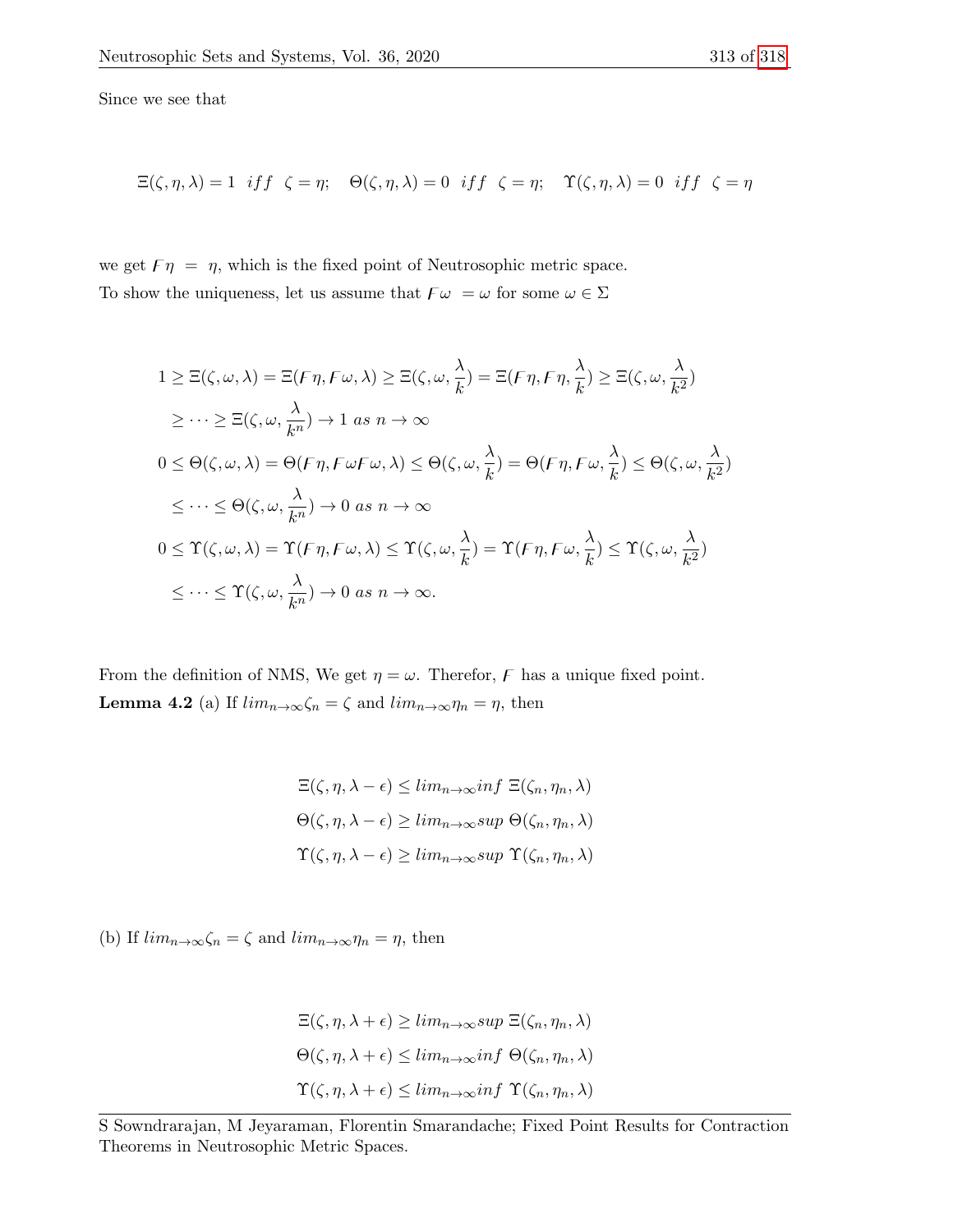Since we see that

$$\Xi(\zeta, \eta, \lambda) = 1 \;\; iff \;\; \zeta = \eta; \quad \Theta(\zeta, \eta, \lambda) = 0 \;\; iff \;\; \zeta = \eta; \quad \Upsilon(\zeta, \eta, \lambda) = 0 \;\; iff \;\; \zeta = \eta$$

we get $\digamma\eta = \eta$, which is the fixed point of Neutrosophic metric space.
To show the uniqueness, let us assume that $\digamma\omega = \omega$ for some $\omega \in \Sigma$

$$
\begin{aligned}
1 &\geq \Xi(\zeta, \omega, \lambda) = \Xi(\digamma\eta, \digamma\omega, \lambda) \geq \Xi(\zeta, \omega, \frac{\lambda}{k}) = \Xi(\digamma\eta, \digamma\eta, \frac{\lambda}{k}) \geq \Xi(\zeta, \omega, \frac{\lambda}{k^2}) \\
&\geq \cdots \geq \Xi(\zeta, \omega, \frac{\lambda}{k^n}) \to 1 \; as \; n \to \infty \\
0 &\leq \Theta(\zeta, \omega, \lambda) = \Theta(\digamma\eta, \digamma\omega\digamma\omega, \lambda) \leq \Theta(\zeta, \omega, \frac{\lambda}{k}) = \Theta(\digamma\eta, \digamma\omega, \frac{\lambda}{k}) \leq \Theta(\zeta, \omega, \frac{\lambda}{k^2}) \\
&\leq \cdots \leq \Theta(\zeta, \omega, \frac{\lambda}{k^n}) \to 0 \; as \; n \to \infty \\
0 &\leq \Upsilon(\zeta, \omega, \lambda) = \Upsilon(\digamma\eta, \digamma\omega, \lambda) \leq \Upsilon(\zeta, \omega, \frac{\lambda}{k}) = \Upsilon(\digamma\eta, \digamma\omega, \frac{\lambda}{k}) \leq \Upsilon(\zeta, \omega, \frac{\lambda}{k^2}) \\
&\leq \cdots \leq \Upsilon(\zeta, \omega, \frac{\lambda}{k^n}) \to 0 \; as \; n \to \infty.
\end{aligned}
$$

From the definition of NMS, We get $\eta = \omega$. Therefor, $\digamma$ has a unique fixed point.

**Lemma 4.2** (a) If $lim_{n\to\infty}\zeta_n = \zeta$ and $lim_{n\to\infty}\eta_n = \eta$, then

$$
\begin{aligned}
\Xi(\zeta, \eta, \lambda - \epsilon) &\leq lim_{n\to\infty} inf \; \Xi(\zeta_n, \eta_n, \lambda) \\
\Theta(\zeta, \eta, \lambda - \epsilon) &\geq lim_{n\to\infty} sup \; \Theta(\zeta_n, \eta_n, \lambda) \\
\Upsilon(\zeta, \eta, \lambda - \epsilon) &\geq lim_{n\to\infty} sup \; \Upsilon(\zeta_n, \eta_n, \lambda)
\end{aligned}
$$

(b) If $lim_{n\to\infty}\zeta_n = \zeta$ and $lim_{n\to\infty}\eta_n = \eta$, then

$$
\begin{aligned}
\Xi(\zeta, \eta, \lambda + \epsilon) &\geq lim_{n\to\infty} sup \; \Xi(\zeta_n, \eta_n, \lambda) \\
\Theta(\zeta, \eta, \lambda + \epsilon) &\leq lim_{n\to\infty} inf \; \Theta(\zeta_n, \eta_n, \lambda) \\
\Upsilon(\zeta, \eta, \lambda + \epsilon) &\leq lim_{n\to\infty} inf \; \Upsilon(\zeta_n, \eta_n, \lambda)
\end{aligned}
$$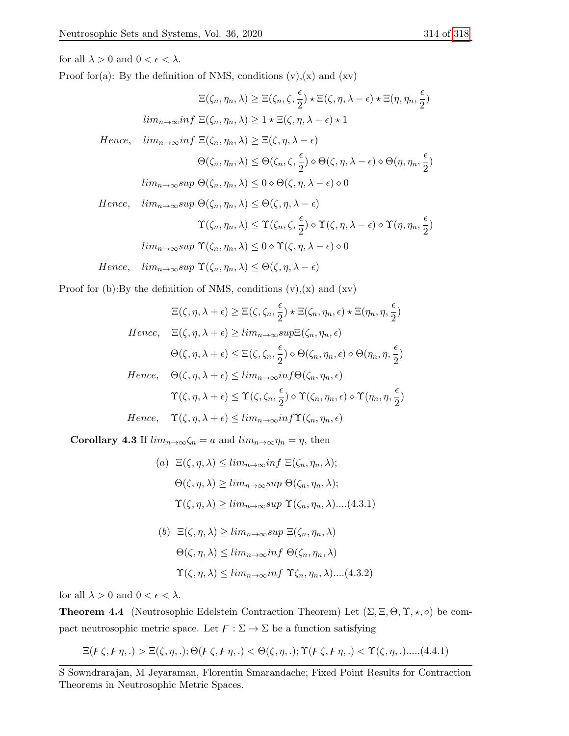for all $\lambda > 0$ and $0 < \epsilon < \lambda$.

Proof for(a): By the definition of NMS, conditions (v),(x) and (xv)

$$\Xi(\zeta_n, \eta_n, \lambda) \geq \Xi(\zeta_n, \zeta, \frac{\epsilon}{2}) \star \Xi(\zeta, \eta, \lambda - \epsilon) \star \Xi(\eta, \eta_n, \frac{\epsilon}{2})$$

$$lim_{n\to\infty}inf\ \Xi(\zeta_n, \eta_n, \lambda) \geq 1 \star \Xi(\zeta, \eta, \lambda - \epsilon) \star 1$$

$$Hence, \quad lim_{n\to\infty}inf\ \Xi(\zeta_n, \eta_n, \lambda) \geq \Xi(\zeta, \eta, \lambda - \epsilon)$$

$$\Theta(\zeta_n, \eta_n, \lambda) \leq \Theta(\zeta_n, \zeta, \frac{\epsilon}{2}) \diamond \Theta(\zeta, \eta, \lambda - \epsilon) \diamond \Theta(\eta, \eta_n, \frac{\epsilon}{2})$$

$$lim_{n\to\infty}sup\ \Theta(\zeta_n, \eta_n, \lambda) \leq 0 \diamond \Theta(\zeta, \eta, \lambda - \epsilon) \diamond 0$$

$$Hence, \quad lim_{n\to\infty}sup\ \Theta(\zeta_n, \eta_n, \lambda) \leq \Theta(\zeta, \eta, \lambda - \epsilon)$$

$$\Upsilon(\zeta_n, \eta_n, \lambda) \leq \Upsilon(\zeta_n, \zeta, \frac{\epsilon}{2}) \diamond \Upsilon(\zeta, \eta, \lambda - \epsilon) \diamond \Upsilon(\eta, \eta_n, \frac{\epsilon}{2})$$

$$lim_{n\to\infty}sup\ \Upsilon(\zeta_n, \eta_n, \lambda) \leq 0 \diamond \Upsilon(\zeta, \eta, \lambda - \epsilon) \diamond 0$$

$$Hence, \quad lim_{n\to\infty}sup\ \Upsilon(\zeta_n, \eta_n, \lambda) \leq \Theta(\zeta, \eta, \lambda - \epsilon)$$

Proof for (b):By the definition of NMS, conditions (v),(x) and (xv)

$$\Xi(\zeta, \eta, \lambda + \epsilon) \geq \Xi(\zeta, \zeta_n, \frac{\epsilon}{2}) \star \Xi(\zeta_n, \eta_n, \epsilon) \star \Xi(\eta_n, \eta, \frac{\epsilon}{2})$$

$$Hence, \quad \Xi(\zeta, \eta, \lambda + \epsilon) \geq lim_{n\to\infty}sup\Xi(\zeta_n, \eta_n, \epsilon)$$

$$\Theta(\zeta, \eta, \lambda + \epsilon) \leq \Xi(\zeta, \zeta_n, \frac{\epsilon}{2}) \diamond \Theta(\zeta_n, \eta_n, \epsilon) \diamond \Theta(\eta_n, \eta, \frac{\epsilon}{2})$$

$$Hence, \quad \Theta(\zeta, \eta, \lambda + \epsilon) \leq lim_{n\to\infty}inf\Theta(\zeta_n, \eta_n, \epsilon)$$

$$\Upsilon(\zeta, \eta, \lambda + \epsilon) \leq \Upsilon(\zeta, \zeta_n, \frac{\epsilon}{2}) \diamond \Upsilon(\zeta_n, \eta_n, \epsilon) \diamond \Upsilon(\eta_n, \eta, \frac{\epsilon}{2})$$

$$Hence, \quad \Upsilon(\zeta, \eta, \lambda + \epsilon) \leq lim_{n\to\infty}inf\Upsilon(\zeta_n, \eta_n, \epsilon)$$

**Corollary 4.3** If $lim_{n\to\infty}\zeta_n = a$ and $lim_{n\to\infty}\eta_n = \eta$, then

$$(a)\ \ \Xi(\zeta, \eta, \lambda) \leq lim_{n\to\infty}inf\ \Xi(\zeta_n, \eta_n, \lambda);$$

$$\Theta(\zeta, \eta, \lambda) \geq lim_{n\to\infty}sup\ \Theta(\zeta_n, \eta_n, \lambda);$$

$$\Upsilon(\zeta, \eta, \lambda) \geq lim_{n\to\infty}sup\ \Upsilon(\zeta_n, \eta_n, \lambda)....(4.3.1)$$

$$(b)\ \ \Xi(\zeta, \eta, \lambda) \geq lim_{n\to\infty}sup\ \Xi(\zeta_n, \eta_n, \lambda)$$

$$\Theta(\zeta, \eta, \lambda) \leq lim_{n\to\infty}inf\ \Theta(\zeta_n, \eta_n, \lambda)$$

$$\Upsilon(\zeta, \eta, \lambda) \leq lim_{n\to\infty}inf\ \Upsilon\zeta_n, \eta_n, \lambda)....(4.3.2)$$

for all $\lambda > 0$ and $0 < \epsilon < \lambda$.

**Theorem 4.4** (Neutrosophic Edelstein Contraction Theorem) Let $(\Sigma, \Xi, \Theta, \Upsilon, \star, \diamond)$ be compact neutrosophic metric space. Let $F : \Sigma \to \Sigma$ be a function satisfying

$$\Xi(F\zeta, F\eta, .) > \Xi(\zeta, \eta, .); \Theta(F\zeta, F\eta, .) < \Theta(\zeta, \eta, .); \Upsilon(F\zeta, F\eta, .) < \Upsilon(\zeta, \eta, .).....(4.4.1)$$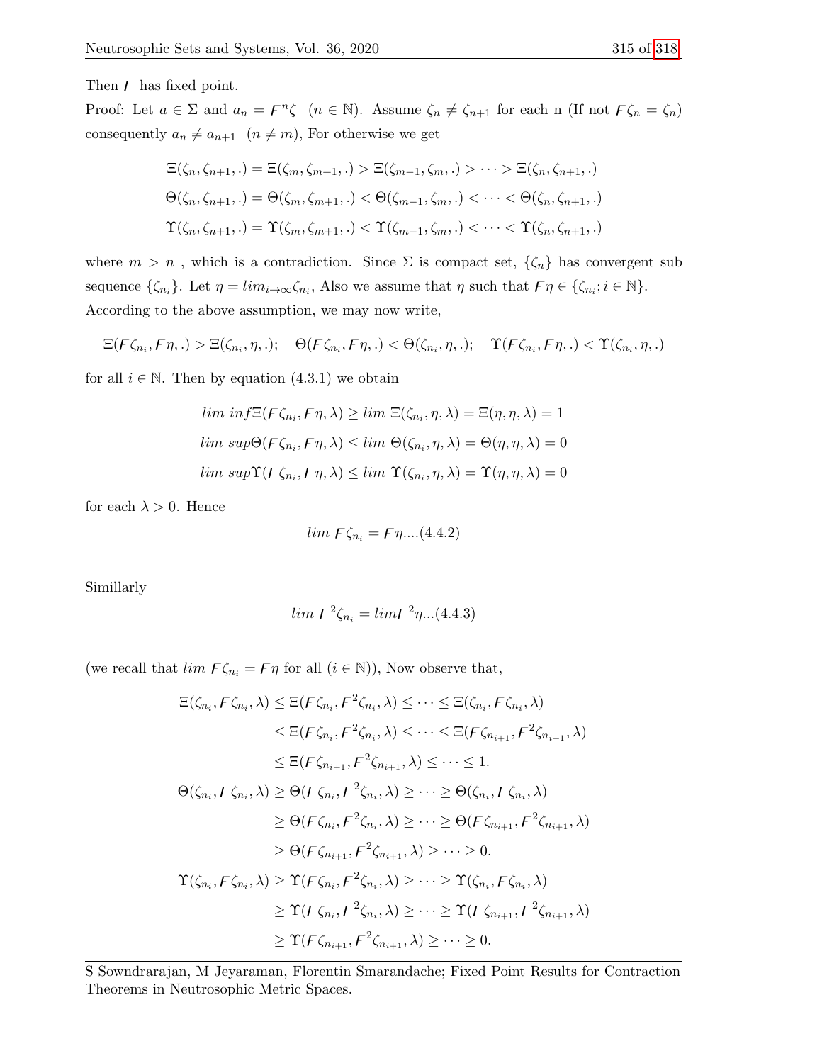Then $F$ has fixed point.

Proof: Let $a \in \Sigma$ and $a_n = F^n\zeta$ $(n \in \mathbb{N})$. Assume $\zeta_n \neq \zeta_{n+1}$ for each n (If not $F\zeta_n = \zeta_n$) consequently $a_n \neq a_{n+1}$ $(n \neq m)$, For otherwise we get

$$\Xi(\zeta_n, \zeta_{n+1}, .) = \Xi(\zeta_m, \zeta_{m+1}, .) > \Xi(\zeta_{m-1}, \zeta_m, .) > \cdots > \Xi(\zeta_n, \zeta_{n+1}, .)$$
$$\Theta(\zeta_n, \zeta_{n+1}, .) = \Theta(\zeta_m, \zeta_{m+1}, .) < \Theta(\zeta_{m-1}, \zeta_m, .) < \cdots < \Theta(\zeta_n, \zeta_{n+1}, .)$$
$$\Upsilon(\zeta_n, \zeta_{n+1}, .) = \Upsilon(\zeta_m, \zeta_{m+1}, .) < \Upsilon(\zeta_{m-1}, \zeta_m, .) < \cdots < \Upsilon(\zeta_n, \zeta_{n+1}, .)$$

where $m > n$ , which is a contradiction. Since $\Sigma$ is compact set, $\{\zeta_n\}$ has convergent sub sequence $\{\zeta_{n_i}\}$. Let $\eta = lim_{i\to\infty}\zeta_{n_i}$, Also we assume that $\eta$ such that $F\eta \in \{\zeta_{n_i}; i \in \mathbb{N}\}$. According to the above assumption, we may now write,

$$\Xi(F\zeta_{n_i}, F\eta, .) > \Xi(\zeta_{n_i}, \eta, .); \quad \Theta(F\zeta_{n_i}, F\eta, .) < \Theta(\zeta_{n_i}, \eta, .); \quad \Upsilon(F\zeta_{n_i}, F\eta, .) < \Upsilon(\zeta_{n_i}, \eta, .)$$

for all $i \in \mathbb{N}$. Then by equation (4.3.1) we obtain

$$lim\ inf \Xi(F\zeta_{n_i}, F\eta, \lambda) \geq lim\ \Xi(\zeta_{n_i}, \eta, \lambda) = \Xi(\eta, \eta, \lambda) = 1$$
$$lim\ sup \Theta(F\zeta_{n_i}, F\eta, \lambda) \leq lim\ \Theta(\zeta_{n_i}, \eta, \lambda) = \Theta(\eta, \eta, \lambda) = 0$$
$$lim\ sup \Upsilon(F\zeta_{n_i}, F\eta, \lambda) \leq lim\ \Upsilon(\zeta_{n_i}, \eta, \lambda) = \Upsilon(\eta, \eta, \lambda) = 0$$

for each $\lambda > 0$. Hence

$$lim\ F\zeta_{n_i} = F\eta....(4.4.2)$$

Simillarly

$$lim\ F^2\zeta_{n_i} = lim F^2\eta...(4.4.3)$$

(we recall that $lim\ F\zeta_{n_i} = F\eta$ for all $(i \in \mathbb{N})$), Now observe that,

$$\begin{aligned}
\Xi(\zeta_{n_i}, F\zeta_{n_i}, \lambda) &\leq \Xi(F\zeta_{n_i}, F^2\zeta_{n_i}, \lambda) \leq \cdots \leq \Xi(\zeta_{n_i}, F\zeta_{n_i}, \lambda) \\
&\leq \Xi(F\zeta_{n_i}, F^2\zeta_{n_i}, \lambda) \leq \cdots \leq \Xi(F\zeta_{n_{i+1}}, F^2\zeta_{n_{i+1}}, \lambda) \\
&\leq \Xi(F\zeta_{n_{i+1}}, F^2\zeta_{n_{i+1}}, \lambda) \leq \cdots \leq 1. \\
\Theta(\zeta_{n_i}, F\zeta_{n_i}, \lambda) &\geq \Theta(F\zeta_{n_i}, F^2\zeta_{n_i}, \lambda) \geq \cdots \geq \Theta(\zeta_{n_i}, F\zeta_{n_i}, \lambda) \\
&\geq \Theta(F\zeta_{n_i}, F^2\zeta_{n_i}, \lambda) \geq \cdots \geq \Theta(F\zeta_{n_{i+1}}, F^2\zeta_{n_{i+1}}, \lambda) \\
&\geq \Theta(F\zeta_{n_{i+1}}, F^2\zeta_{n_{i+1}}, \lambda) \geq \cdots \geq 0. \\
\Upsilon(\zeta_{n_i}, F\zeta_{n_i}, \lambda) &\geq \Upsilon(F\zeta_{n_i}, F^2\zeta_{n_i}, \lambda) \geq \cdots \geq \Upsilon(\zeta_{n_i}, F\zeta_{n_i}, \lambda) \\
&\geq \Upsilon(F\zeta_{n_i}, F^2\zeta_{n_i}, \lambda) \geq \cdots \geq \Upsilon(F\zeta_{n_{i+1}}, F^2\zeta_{n_{i+1}}, \lambda) \\
&\geq \Upsilon(F\zeta_{n_{i+1}}, F^2\zeta_{n_{i+1}}, \lambda) \geq \cdots \geq 0.
\end{aligned}$$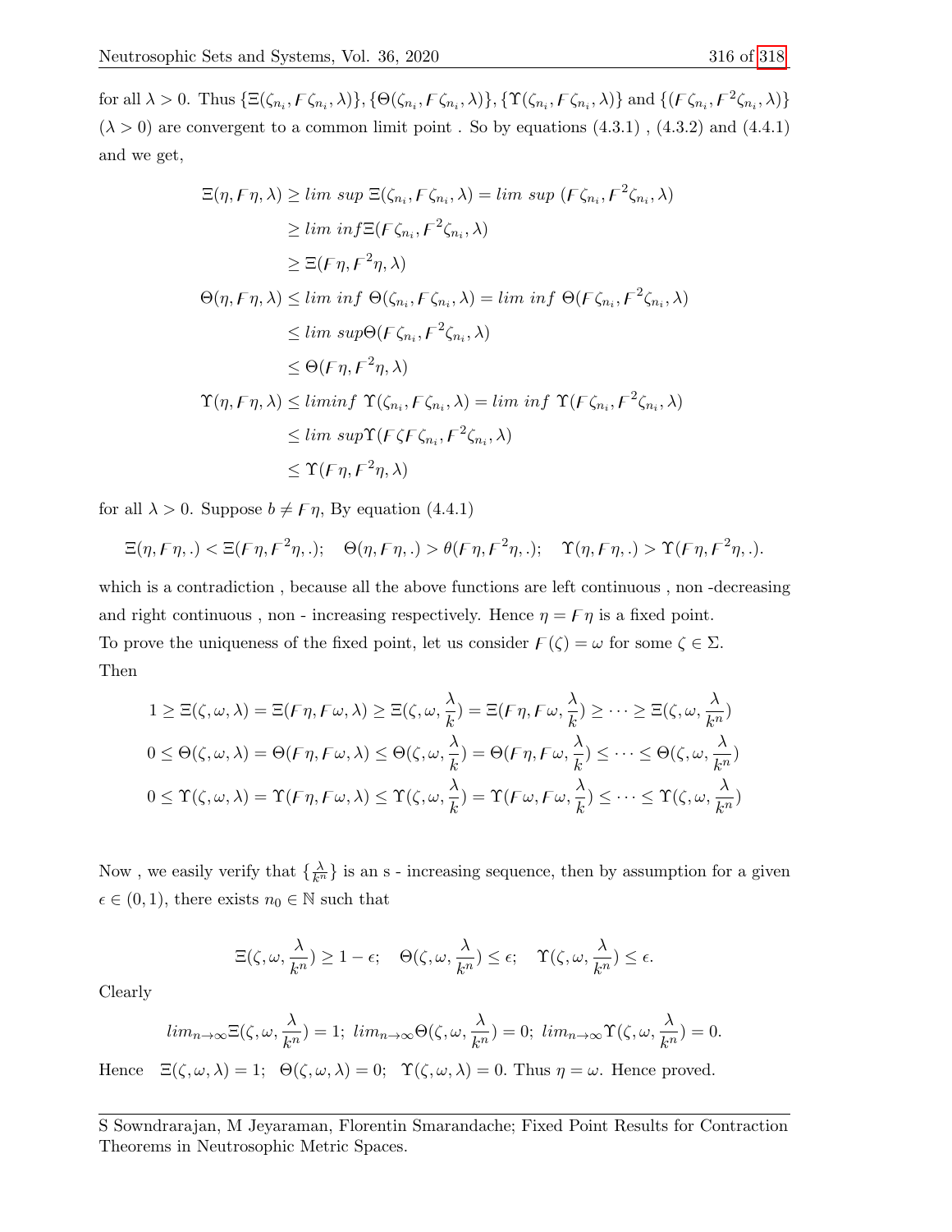for all $\lambda > 0$. Thus $\{\Xi(\zeta_{n_i}, F\zeta_{n_i}, \lambda)\}, \{\Theta(\zeta_{n_i}, F\zeta_{n_i}, \lambda)\}, \{\Upsilon(\zeta_{n_i}, F\zeta_{n_i}, \lambda)\}$ and $\{(F\zeta_{n_i}, F^2\zeta_{n_i}, \lambda)\}$ $(\lambda > 0)$ are convergent to a common limit point . So by equations (4.3.1) , (4.3.2) and (4.4.1) and we get,

$$
\begin{aligned}
\Xi(\eta, F\eta, \lambda) &\geq lim\ sup\ \Xi(\zeta_{n_i}, F\zeta_{n_i}, \lambda) = lim\ sup\ (F\zeta_{n_i}, F^2\zeta_{n_i}, \lambda) \\
&\geq lim\ inf \Xi(F\zeta_{n_i}, F^2\zeta_{n_i}, \lambda) \\
&\geq \Xi(F\eta, F^2\eta, \lambda) \\
\Theta(\eta, F\eta, \lambda) &\leq lim\ inf\ \Theta(\zeta_{n_i}, F\zeta_{n_i}, \lambda) = lim\ inf\ \Theta(F\zeta_{n_i}, F^2\zeta_{n_i}, \lambda) \\
&\leq lim\ sup \Theta(F\zeta_{n_i}, F^2\zeta_{n_i}, \lambda) \\
&\leq \Theta(F\eta, F^2\eta, \lambda) \\
\Upsilon(\eta, F\eta, \lambda) &\leq liminf\ \Upsilon(\zeta_{n_i}, F\zeta_{n_i}, \lambda) = lim\ inf\ \Upsilon(F\zeta_{n_i}, F^2\zeta_{n_i}, \lambda) \\
&\leq lim\ sup \Upsilon(F\zeta F\zeta_{n_i}, F^2\zeta_{n_i}, \lambda) \\
&\leq \Upsilon(F\eta, F^2\eta, \lambda)
\end{aligned}
$$

for all $\lambda > 0$. Suppose $b \neq F\eta$, By equation (4.4.1)

$$
\Xi(\eta, F\eta, .) < \Xi(F\eta, F^2\eta, .); \quad \Theta(\eta, F\eta, .) > \theta(F\eta, F^2\eta, .); \quad \Upsilon(\eta, F\eta, .) > \Upsilon(F\eta, F^2\eta, .).
$$

which is a contradiction , because all the above functions are left continuous , non -decreasing and right continuous , non - increasing respectively. Hence $\eta = F\eta$ is a fixed point.
To prove the uniqueness of the fixed point, let us consider $F(\zeta) = \omega$ for some $\zeta \in \Sigma$.
Then

$$
\begin{aligned}
1 \geq \Xi(\zeta, \omega, \lambda) = \Xi(F\eta, F\omega, \lambda) \geq \Xi(\zeta, \omega, \frac{\lambda}{k}) = \Xi(F\eta, F\omega, \frac{\lambda}{k}) \geq \cdots \geq \Xi(\zeta, \omega, \frac{\lambda}{k^n}) \\
0 \leq \Theta(\zeta, \omega, \lambda) = \Theta(F\eta, F\omega, \lambda) \leq \Theta(\zeta, \omega, \frac{\lambda}{k}) = \Theta(F\eta, F\omega, \frac{\lambda}{k}) \leq \cdots \leq \Theta(\zeta, \omega, \frac{\lambda}{k^n}) \\
0 \leq \Upsilon(\zeta, \omega, \lambda) = \Upsilon(F\eta, F\omega, \lambda) \leq \Upsilon(\zeta, \omega, \frac{\lambda}{k}) = \Upsilon(F\omega, F\omega, \frac{\lambda}{k}) \leq \cdots \leq \Upsilon(\zeta, \omega, \frac{\lambda}{k^n})
\end{aligned}
$$

Now , we easily verify that $\{\frac{\lambda}{k^n}\}$ is an s - increasing sequence, then by assumption for a given $\epsilon \in (0, 1)$, there exists $n_0 \in \mathbb{N}$ such that

$$
\Xi(\zeta, \omega, \frac{\lambda}{k^n}) \geq 1 - \epsilon; \quad \Theta(\zeta, \omega, \frac{\lambda}{k^n}) \leq \epsilon; \quad \Upsilon(\zeta, \omega, \frac{\lambda}{k^n}) \leq \epsilon.
$$

Clearly

$$
lim_{n\to\infty} \Xi(\zeta, \omega, \frac{\lambda}{k^n}) = 1;\ lim_{n\to\infty} \Theta(\zeta, \omega, \frac{\lambda}{k^n}) = 0;\ lim_{n\to\infty} \Upsilon(\zeta, \omega, \frac{\lambda}{k^n}) = 0.
$$

Hence $\Xi(\zeta, \omega, \lambda) = 1;\ \ \Theta(\zeta, \omega, \lambda) = 0;\ \ \Upsilon(\zeta, \omega, \lambda) = 0$. Thus $\eta = \omega$. Hence proved.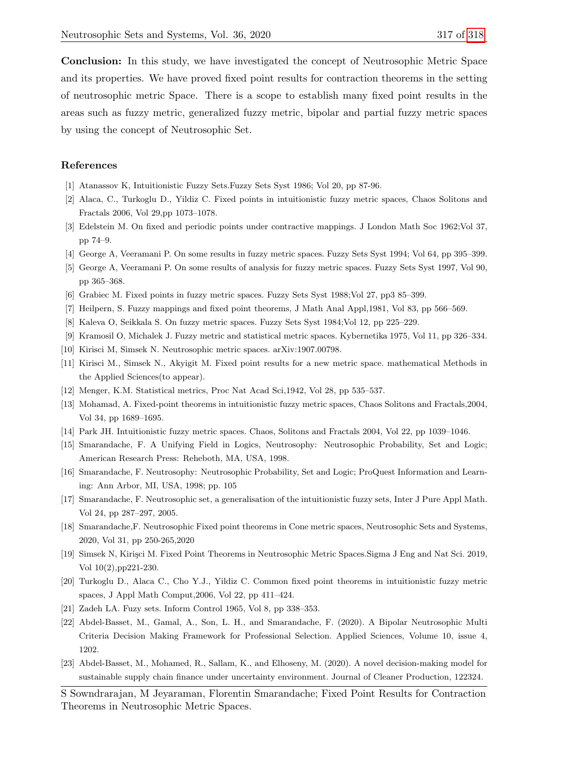**Conclusion:** In this study, we have investigated the concept of Neutrosophic Metric Space and its properties. We have proved fixed point results for contraction theorems in the setting of neutrosophic metric Space. There is a scope to establish many fixed point results in the areas such as fuzzy metric, generalized fuzzy metric, bipolar and partial fuzzy metric spaces by using the concept of Neutrosophic Set.

## References

[1] Atanassov K, Intuitionistic Fuzzy Sets.Fuzzy Sets Syst 1986; Vol 20, pp 87-96.

[2] Alaca, C., Turkoglu D., Yildiz C. Fixed points in intuitionistic fuzzy metric spaces, Chaos Solitons and Fractals 2006, Vol 29,pp 1073–1078.

[3] Edelstein M. On fixed and periodic points under contractive mappings. J London Math Soc 1962;Vol 37, pp 74–9.

[4] George A, Veeramani P. On some results in fuzzy metric spaces. Fuzzy Sets Syst 1994; Vol 64, pp 395–399.

[5] George A, Veeramani P. On some results of analysis for fuzzy metric spaces. Fuzzy Sets Syst 1997, Vol 90, pp 365–368.

[6] Grabiec M. Fixed points in fuzzy metric spaces. Fuzzy Sets Syst 1988;Vol 27, pp3 85–399.

[7] Heilpern, S. Fuzzy mappings and fixed point theorems, J Math Anal Appl,1981, Vol 83, pp 566–569.

[8] Kaleva O, Seikkala S. On fuzzy metric spaces. Fuzzy Sets Syst 1984;Vol 12, pp 225–229.

[9] Kramosil O, Michalek J. Fuzzy metric and statistical metric spaces. Kybernetika 1975, Vol 11, pp 326–334.

[10] Kirisci M, Simsek N. Neutrosophic metric spaces. arXiv:1907.00798.

[11] Kirisci M., Simsek N., Akyigit M. Fixed point results for a new metric space. mathematical Methods in the Applied Sciences(to appear).

[12] Menger, K.M. Statistical metrics, Proc Nat Acad Sci,1942, Vol 28, pp 535–537.

[13] Mohamad, A. Fixed-point theorems in intuitionistic fuzzy metric spaces, Chaos Solitons and Fractals,2004, Vol 34, pp 1689–1695.

[14] Park JH. Intuitionistic fuzzy metric spaces. Chaos, Solitons and Fractals 2004, Vol 22, pp 1039–1046.

[15] Smarandache, F. A Unifying Field in Logics, Neutrosophy: Neutrosophic Probability, Set and Logic; American Research Press: Reheboth, MA, USA, 1998.

[16] Smarandache, F. Neutrosophy: Neutrosophic Probability, Set and Logic; ProQuest Information and Learning: Ann Arbor, MI, USA, 1998; pp. 105

[17] Smarandache, F. Neutrosophic set, a generalisation of the intuitionistic fuzzy sets, Inter J Pure Appl Math. Vol 24, pp 287–297, 2005.

[18] Smarandache,F. Neutrosophic Fixed point theorems in Cone metric spaces, Neutrosophic Sets and Systems, 2020, Vol 31, pp 250-265,2020

[19] Simsek N, Kirişci M. Fixed Point Theorems in Neutrosophic Metric Spaces.Sigma J Eng and Nat Sci. 2019, Vol 10(2),pp221-230.

[20] Turkoglu D., Alaca C., Cho Y.J., Yildiz C. Common fixed point theorems in intuitionistic fuzzy metric spaces, J Appl Math Comput,2006, Vol 22, pp 411–424.

[21] Zadeh LA. Fuzy sets. Inform Control 1965, Vol 8, pp 338–353.

[22] Abdel-Basset, M., Gamal, A., Son, L. H., and Smarandache, F. (2020). A Bipolar Neutrosophic Multi Criteria Decision Making Framework for Professional Selection. Applied Sciences, Volume 10, issue 4, 1202.

[23] Abdel-Basset, M., Mohamed, R., Sallam, K., and Elhoseny, M. (2020). A novel decision-making model for sustainable supply chain finance under uncertainty environment. Journal of Cleaner Production, 122324.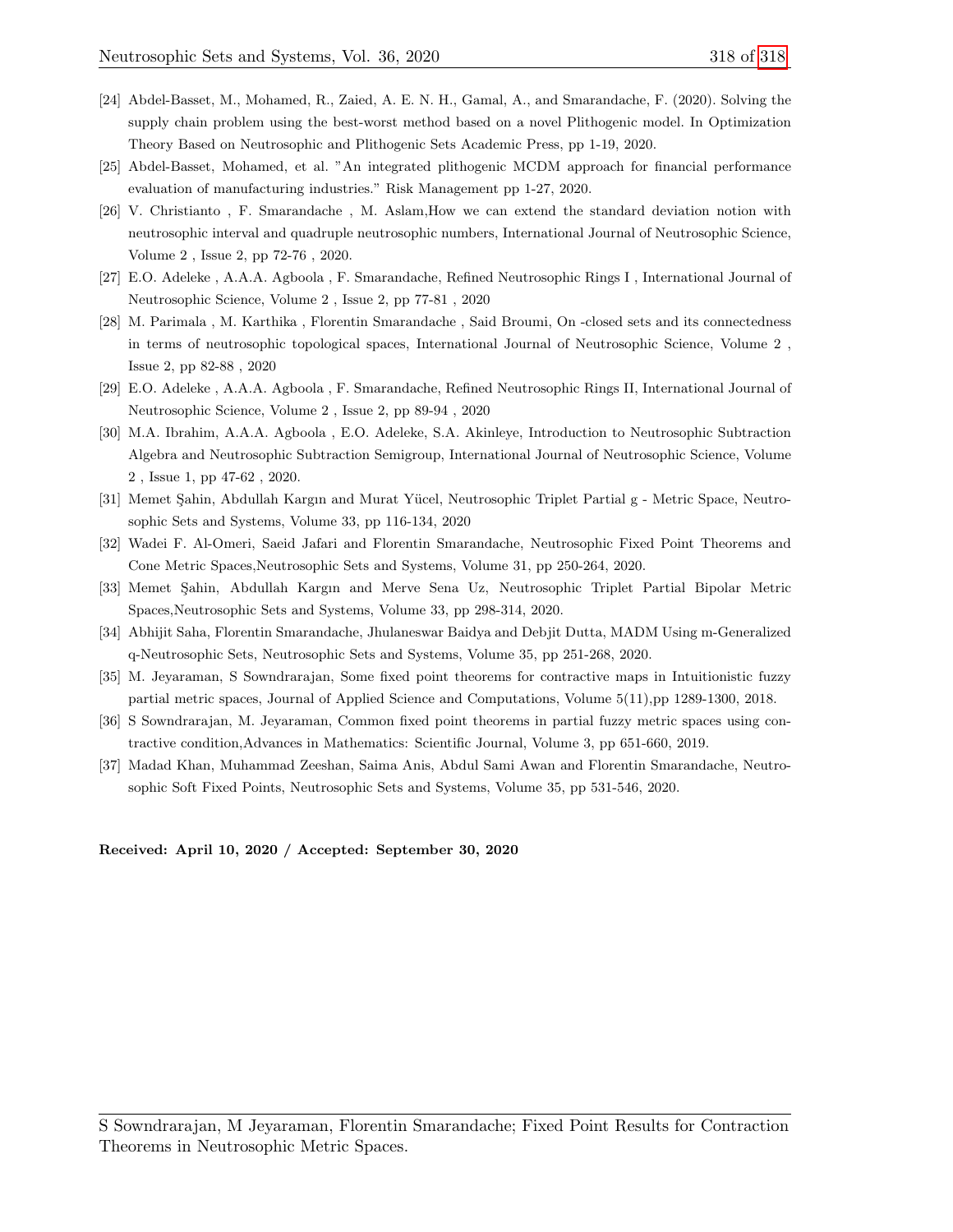[24] Abdel-Basset, M., Mohamed, R., Zaied, A. E. N. H., Gamal, A., and Smarandache, F. (2020). Solving the supply chain problem using the best-worst method based on a novel Plithogenic model. In Optimization Theory Based on Neutrosophic and Plithogenic Sets Academic Press, pp 1-19, 2020.

[25] Abdel-Basset, Mohamed, et al. "An integrated plithogenic MCDM approach for financial performance evaluation of manufacturing industries." Risk Management pp 1-27, 2020.

[26] V. Christianto , F. Smarandache , M. Aslam,How we can extend the standard deviation notion with neutrosophic interval and quadruple neutrosophic numbers, International Journal of Neutrosophic Science, Volume 2 , Issue 2, pp 72-76 , 2020.

[27] E.O. Adeleke , A.A.A. Agboola , F. Smarandache, Refined Neutrosophic Rings I , International Journal of Neutrosophic Science, Volume 2 , Issue 2, pp 77-81 , 2020

[28] M. Parimala , M. Karthika , Florentin Smarandache , Said Broumi, On -closed sets and its connectedness in terms of neutrosophic topological spaces, International Journal of Neutrosophic Science, Volume 2 , Issue 2, pp 82-88 , 2020

[29] E.O. Adeleke , A.A.A. Agboola , F. Smarandache, Refined Neutrosophic Rings II, International Journal of Neutrosophic Science, Volume 2 , Issue 2, pp 89-94 , 2020

[30] M.A. Ibrahim, A.A.A. Agboola , E.O. Adeleke, S.A. Akinleye, Introduction to Neutrosophic Subtraction Algebra and Neutrosophic Subtraction Semigroup, International Journal of Neutrosophic Science, Volume 2 , Issue 1, pp 47-62 , 2020.

[31] Memet Şahin, Abdullah Kargın and Murat Yücel, Neutrosophic Triplet Partial g - Metric Space, Neutrosophic Sets and Systems, Volume 33, pp 116-134, 2020

[32] Wadei F. Al-Omeri, Saeid Jafari and Florentin Smarandache, Neutrosophic Fixed Point Theorems and Cone Metric Spaces,Neutrosophic Sets and Systems, Volume 31, pp 250-264, 2020.

[33] Memet Şahin, Abdullah Kargın and Merve Sena Uz, Neutrosophic Triplet Partial Bipolar Metric Spaces,Neutrosophic Sets and Systems, Volume 33, pp 298-314, 2020.

[34] Abhijit Saha, Florentin Smarandache, Jhulaneswar Baidya and Debjit Dutta, MADM Using m-Generalized q-Neutrosophic Sets, Neutrosophic Sets and Systems, Volume 35, pp 251-268, 2020.

[35] M. Jeyaraman, S Sowndrarajan, Some fixed point theorems for contractive maps in Intuitionistic fuzzy partial metric spaces, Journal of Applied Science and Computations, Volume 5(11),pp 1289-1300, 2018.

[36] S Sowndrarajan, M. Jeyaraman, Common fixed point theorems in partial fuzzy metric spaces using contractive condition,Advances in Mathematics: Scientific Journal, Volume 3, pp 651-660, 2019.

[37] Madad Khan, Muhammad Zeeshan, Saima Anis, Abdul Sami Awan and Florentin Smarandache, Neutrosophic Soft Fixed Points, Neutrosophic Sets and Systems, Volume 35, pp 531-546, 2020.

**Received: April 10, 2020 / Accepted: September 30, 2020**